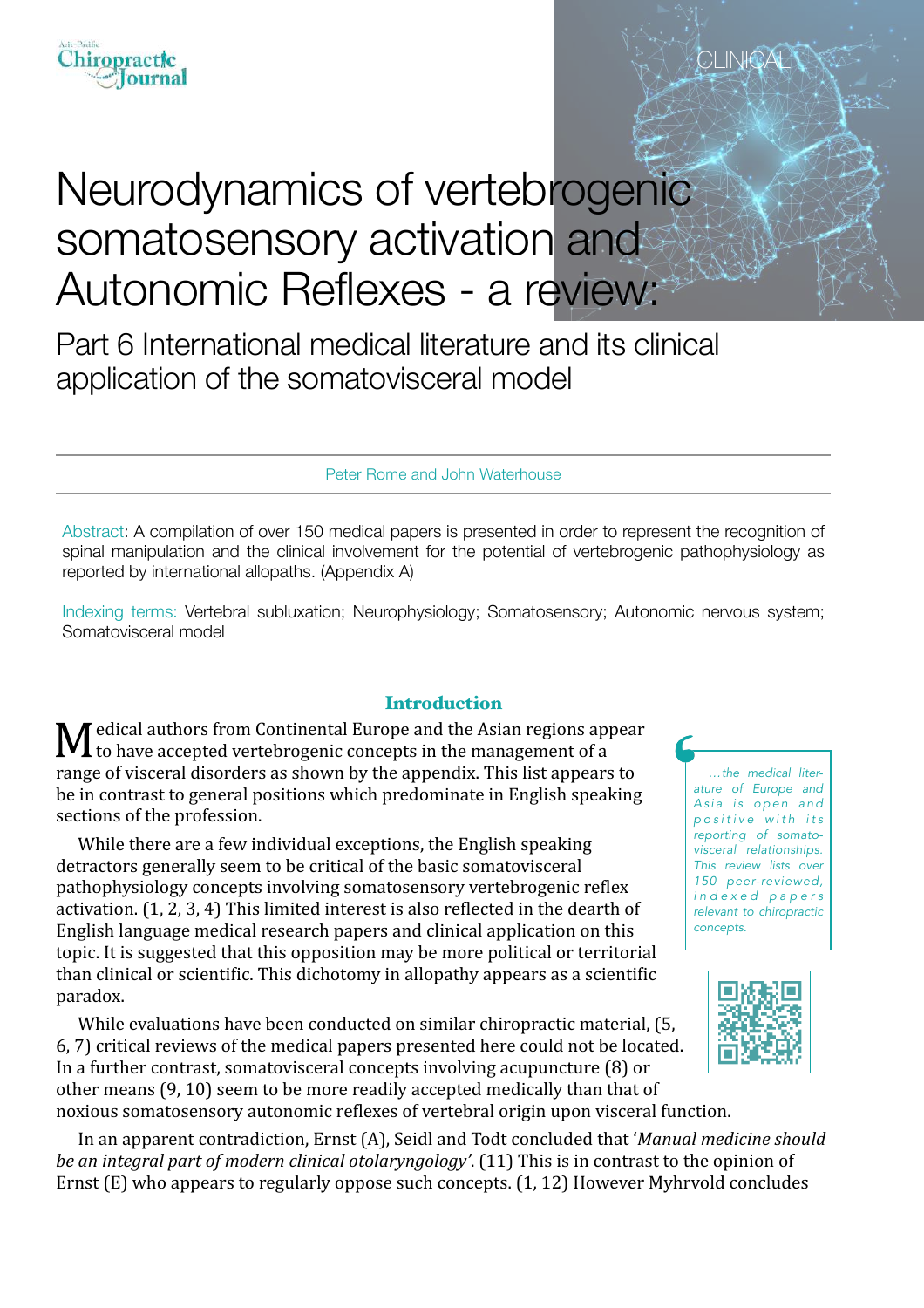CLINICAL

# Neurodynamics of vertebrogenic somatosensory activation and Autonomic Reflexes - a review:

## Part 6 International medical literature and its clinical application of the somatovisceral model

Peter Rome and John Waterhouse

Abstract: A compilation of over 150 medical papers is presented in order to represent the recognition of spinal manipulation and the clinical involvement for the potential of vertebrogenic pathophysiology as reported by international allopaths. (Appendix A)

Indexing terms: Vertebral subluxation; Neurophysiology; Somatosensory; Autonomic nervous system; Somatovisceral model

### Introduction

Medical authors from Continental Europe and the Asian regions appear to have accepted vertebrogenic concepts in the management of a range of visceral disorders as shown by the appendix. This list appears to be in contrast to general positions which predominate in English speaking sections of the profession.

While there are a few individual exceptions, the English speaking detractors generally seem to be critical of the basic somatovisceral pathophysiology concepts involving somatosensory vertebrogenic reflex activation. (1, 2, 3, 4) This limited interest is also reflected in the dearth of English language medical research papers and clinical application on this topic. It is suggested that this opposition may be more political or territorial than clinical or scientific. This dichotomy in allopathy appears as a scientific paradox.

> *...the medical literature of Europe and Asia is open and positive with its reporting of somatovisceral relationships. This review lists over 150 peer-reviewed, indexed papers relevant to chiropractic concepts.*

While evaluations have been conducted on similar chiropractic material, (5, 6, 7) critical reviews of the medical papers presented here could not be located. In a further contrast, somatovisceral concepts involving acupuncture (8) or other means (9, 10) seem to be more readily accepted medically than that of noxious somatosensory autonomic reflexes of vertebral origin upon visceral function.

In an apparent contradiction, Ernst (A), Seidl and Todt concluded that '*Manual medicine should be an integral part of modern clinical otolaryngology*'. (11) This is in contrast to the opinion of Ernst (E) who appears to regularly oppose such concepts. (1, 12) However Myhrvold concludes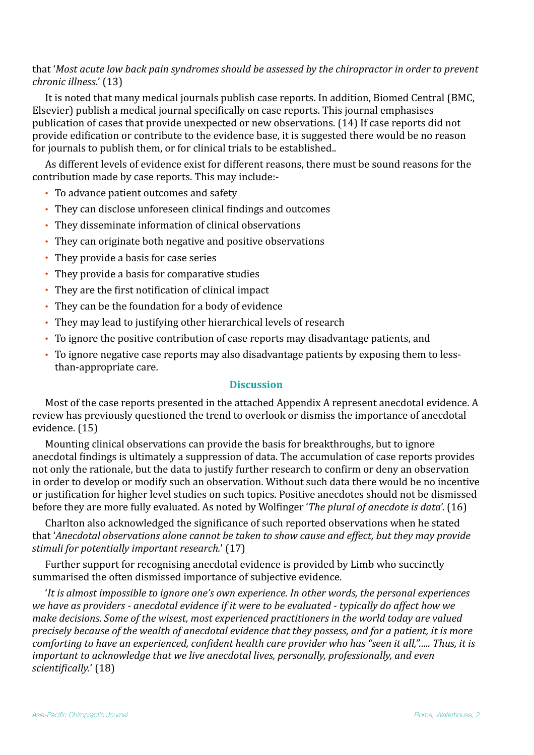that '*Most acute low back pain syndromes should be assessed by the chiropractor in order to prevent chronic illness.*' (13)

It is noted that many medical journals publish case reports. In addition, Biomed Central (BMC, Elsevier) publish a medical journal specifically on case reports. This journal emphasises publication of cases that provide unexpected or new observations. (14) If case reports did not provide edification or contribute to the evidence base, it is suggested there would be no reason for journals to publish them, or for clinical trials to be established..

As different levels of evidence exist for different reasons, there must be sound reasons for the contribution made by case reports. This may include:-

- To advance patient outcomes and safety
- They can disclose unforeseen clinical findings and outcomes
- They disseminate information of clinical observations
- They can originate both negative and positive observations
- They provide a basis for case series
- They provide a basis for comparative studies
- They are the first notification of clinical impact
- They can be the foundation for a body of evidence
- They may lead to justifying other hierarchical levels of research
- To ignore the positive contribution of case reports may disadvantage patients, and
- To ignore negative case reports may also disadvantage patients by exposing them to less-than-appropriate care.

## Discussion

Most of the case reports presented in the attached Appendix A represent anecdotal evidence. A review has previously questioned the trend to overlook or dismiss the importance of anecdotal evidence. (15)

Mounting clinical observations can provide the basis for breakthroughs, but to ignore anecdotal findings is ultimately a suppression of data. The accumulation of case reports provides not only the rationale, but the data to justify further research to confirm or deny an observation in order to develop or modify such an observation. Without such data there would be no incentive or justification for higher level studies on such topics. Positive anecdotes should not be dismissed before they are more fully evaluated. As noted by Wolfinger '*The plural of anecdote is data*'. (16)

Charlton also acknowledged the significance of such reported observations when he stated that '*Anecdotal observations alone cannot be taken to show cause and effect, but they may provide stimuli for potentially important research.*' (17)

Further support for recognising anecdotal evidence is provided by Limb who succinctly summarised the often dismissed importance of subjective evidence.

'*It is almost impossible to ignore one's own experience. In other words, the personal experiences we have as providers - anecdotal evidence if it were to be evaluated - typically do affect how we make decisions. Some of the wisest, most experienced practitioners in the world today are valued precisely because of the wealth of anecdotal evidence that they possess, and for a patient, it is more comforting to have an experienced, confident health care provider who has "seen it all,"..... Thus, it is important to acknowledge that we live anecdotal lives, personally, professionally, and even scientifically.*' (18)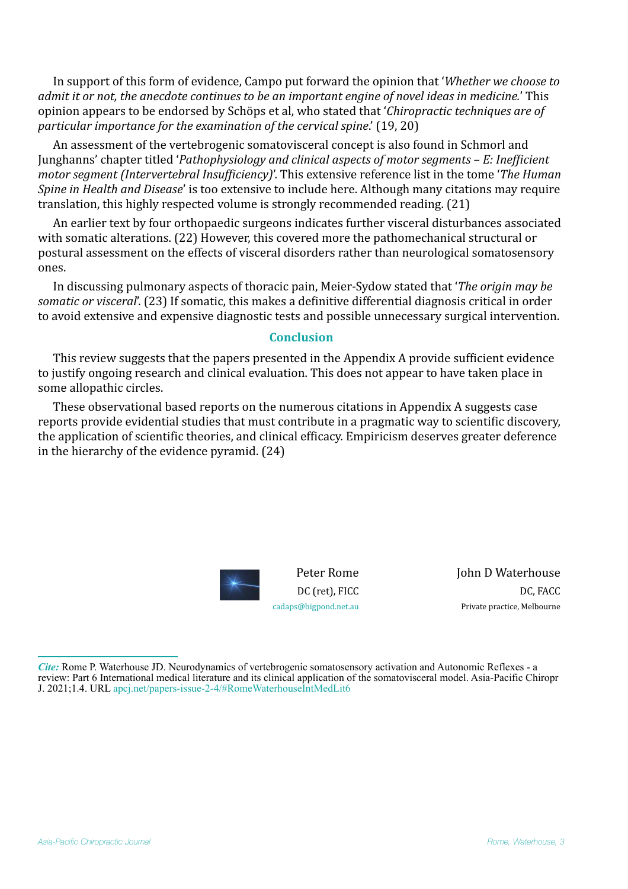In support of this form of evidence, Campo put forward the opinion that '*Whether we choose to admit it or not, the anecdote continues to be an important engine of novel ideas in medicine.*' This opinion appears to be endorsed by Schöps et al, who stated that '*Chiropractic techniques are of particular importance for the examination of the cervical spine.*' (19, 20)

An assessment of the vertebrogenic somatovisceral concept is also found in Schmorl and Junghanns' chapter titled '*Pathophysiology and clinical aspects of motor segments – E: Inefficient motor segment (Intervertebral Insufficiency)*'. This extensive reference list in the tome '*The Human Spine in Health and Disease*' is too extensive to include here. Although many citations may require translation, this highly respected volume is strongly recommended reading. (21)

An earlier text by four orthopaedic surgeons indicates further visceral disturbances associated with somatic alterations. (22) However, this covered more the pathomechanical structural or postural assessment on the effects of visceral disorders rather than neurological somatosensory ones.

In discussing pulmonary aspects of thoracic pain, Meier-Sydow stated that '*The origin may be somatic or visceral*'. (23) If somatic, this makes a definitive differential diagnosis critical in order to avoid extensive and expensive diagnostic tests and possible unnecessary surgical intervention.

## Conclusion

This review suggests that the papers presented in the Appendix A provide sufficient evidence to justify ongoing research and clinical evaluation. This does not appear to have taken place in some allopathic circles.

These observational based reports on the numerous citations in Appendix A suggests case reports provide evidential studies that must contribute in a pragmatic way to scientific discovery, the application of scientific theories, and clinical efficacy. Empiricism deserves greater deference in the hierarchy of the evidence pyramid. (24)

Peter Rome
DC (ret), FICC
cadaps@bigpond.net.au

John D Waterhouse
DC, FACC
Private practice, Melbourne

*Cite:* Rome P. Waterhouse JD. Neurodynamics of vertebrogenic somatosensory activation and Autonomic Reflexes - a review: Part 6 International medical literature and its clinical application of the somatovisceral model. Asia-Pacific Chiropr J. 2021;1.4. URL apcj.net/papers-issue-2-4/#RomeWaterhouseIntMedLit6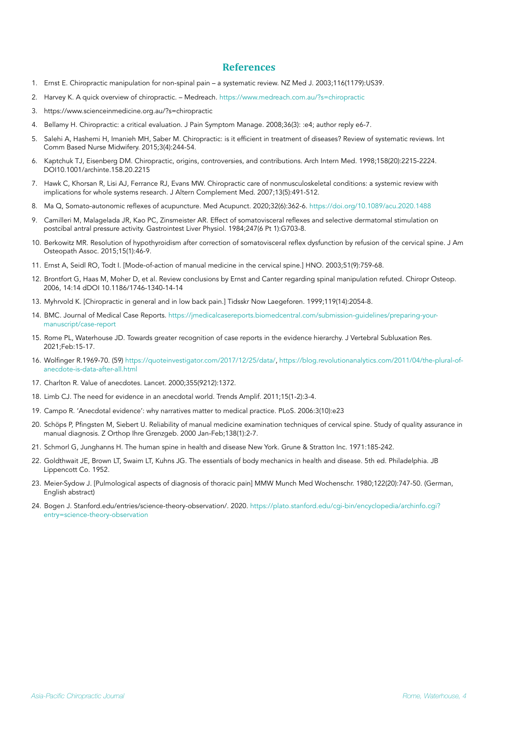## References

1. Ernst E. Chiropractic manipulation for non-spinal pain – a systematic review. NZ Med J. 2003;116(1179):US39.
2. Harvey K. A quick overview of chiropractic. – Medreach. https://www.medreach.com.au/?s=chiropractic
3. https://www.scienceinmedicine.org.au/?s=chiropractic
4. Bellamy H. Chiropractic: a critical evaluation. J Pain Symptom Manage. 2008;36(3): :e4; author reply e6-7.
5. Salehi A, Hashemi H, Imanieh MH, Saber M. Chiropractic: is it efficient in treatment of diseases? Review of systematic reviews. Int Comm Based Nurse Midwifery. 2015;3(4):244-54.
6. Kaptchuk TJ, Eisenberg DM. Chiropractic, origins, controversies, and contributions. Arch Intern Med. 1998;158(20):2215-2224. DOI10.1001/archinte.158.20.2215
7. Hawk C, Khorsan R, Lisi AJ, Ferrance RJ, Evans MW. Chiropractic care of nonmusculoskeletal conditions: a systemic review with implications for whole systems research. J Altern Complement Med. 2007;13(5):491-512.
8. Ma Q, Somato-autonomic reflexes of acupuncture. Med Acupunct. 2020;32(6):362-6. https://doi.org/10.1089/acu.2020.1488
9. Camilleri M, Malagelada JR, Kao PC, Zinsmeister AR. Effect of somatovisceral reflexes and selective dermatomal stimulation on postcibal antral pressure activity. Gastrointest Liver Physiol. 1984;247(6 Pt 1):G703-8.
10. Berkowitz MR. Resolution of hypothyroidism after correction of somatovisceral reflex dysfunction by refusion of the cervical spine. J Am Osteopath Assoc. 2015;15(1):46-9.
11. Ernst A, Seidl RO, Todt I. [Mode-of-action of manual medicine in the cervical spine.] HNO. 2003;51(9):759-68.
12. Brontfort G, Haas M, Moher D, et al. Review conclusions by Ernst and Canter regarding spinal manipulation refuted. Chiropr Osteop. 2006, 14:14 dDOI 10.1186/1746-1340-14-14
13. Myhrvold K. [Chiropractic in general and in low back pain.] Tidsskr Now Laegeforen. 1999;119(14):2054-8.
14. BMC. Journal of Medical Case Reports. https://jmedicalcasereports.biomedcentral.com/submission-guidelines/preparing-your-manuscript/case-report
15. Rome PL, Waterhouse JD. Towards greater recognition of case reports in the evidence hierarchy. J Vertebral Subluxation Res. 2021;Feb:15-17.
16. Wolfinger R.1969-70. (59) https://quoteinvestigator.com/2017/12/25/data/, https://blog.revolutionanalytics.com/2011/04/the-plural-of-anecdote-is-data-after-all.html
17. Charlton R. Value of anecdotes. Lancet. 2000;355(9212):1372.
18. Limb CJ. The need for evidence in an anecdotal world. Trends Amplif. 2011;15(1-2):3-4.
19. Campo R. 'Anecdotal evidence': why narratives matter to medical practice. PLoS. 2006:3(10):e23
20. Schöps P, Pfingsten M, Siebert U. Reliability of manual medicine examination techniques of cervical spine. Study of quality assurance in manual diagnosis. Z Orthop Ihre Grenzgeb. 2000 Jan-Feb;138(1):2-7.
21. Schmorl G, Junghanns H. The human spine in health and disease New York. Grune & Stratton Inc. 1971:185-242.
22. Goldthwait JE, Brown LT, Swaim LT, Kuhns JG. The essentials of body mechanics in health and disease. 5th ed. Philadelphia. JB Lippencott Co. 1952.
23. Meier-Sydow J. [Pulmological aspects of diagnosis of thoracic pain] MMW Munch Med Wochenschr. 1980;122(20):747-50. (German, English abstract)
24. Bogen J. Stanford.edu/entries/science-theory-observation/. 2020. https://plato.stanford.edu/cgi-bin/encyclopedia/archinfo.cgi?entry=science-theory-observation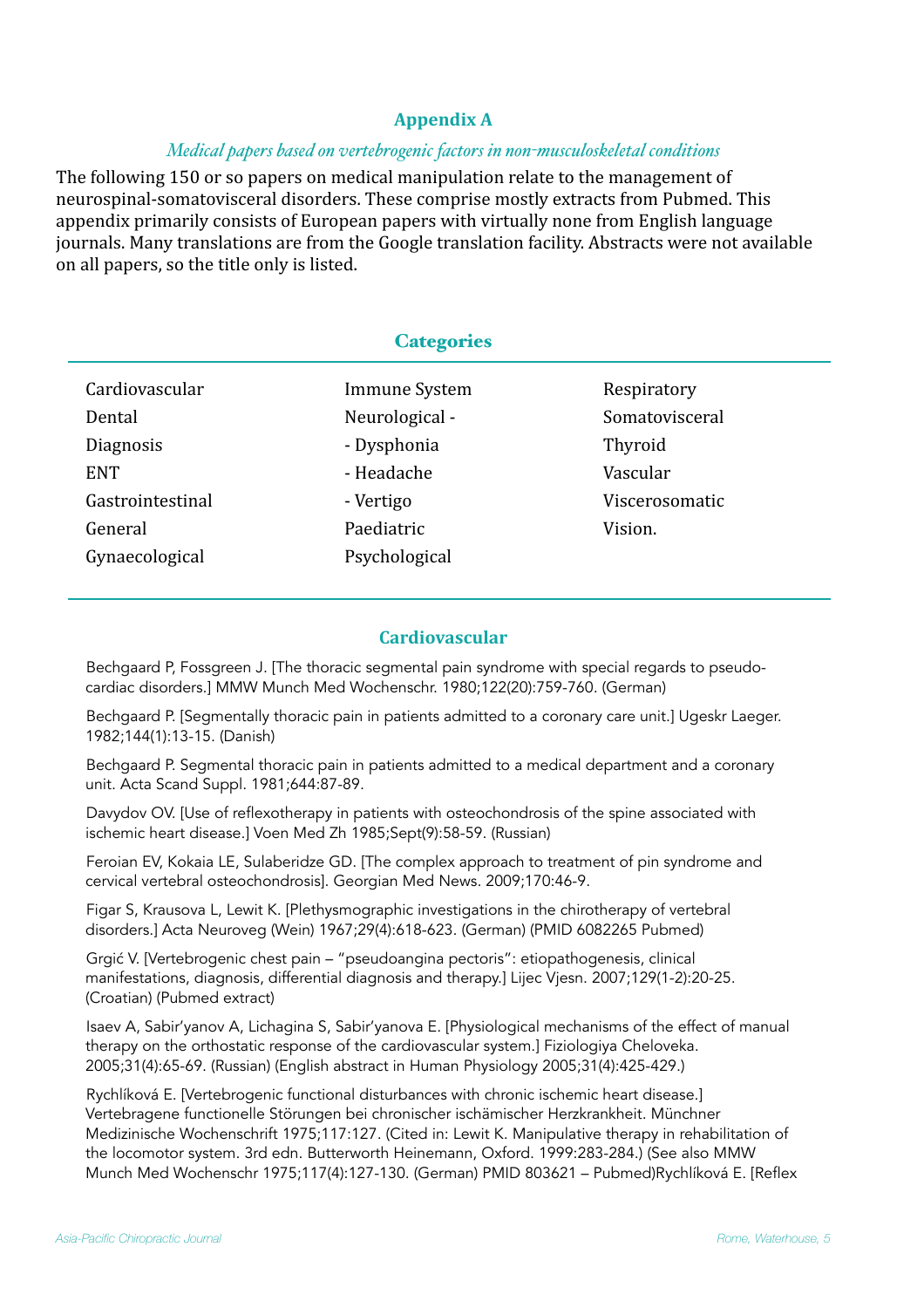## Appendix A

*Medical papers based on vertebrogenic factors in non-musculoskeletal conditions*

The following 150 or so papers on medical manipulation relate to the management of neurospinal-somatovisceral disorders. These comprise mostly extracts from Pubmed. This appendix primarily consists of European papers with virtually none from English language journals. Many translations are from the Google translation facility. Abstracts were not available on all papers, so the title only is listed.

### Categories

| | | |
|---|---|---|
| Cardiovascular | Immune System | Respiratory |
| Dental | Neurological - | Somatovisceral |
| Diagnosis | - Dysphonia | Thyroid |
| ENT | - Headache | Vascular |
| Gastrointestinal | - Vertigo | Viscerosomatic |
| General | Paediatric | Vision. |
| Gynaecological | Psychological | |

### Cardiovascular

Bechgaard P, Fossgreen J. [The thoracic segmental pain syndrome with special regards to pseudo-cardiac disorders.] MMW Munch Med Wochenschr. 1980;122(20):759-760. (German)

Bechgaard P. [Segmentally thoracic pain in patients admitted to a coronary care unit.] Ugeskr Laeger. 1982;144(1):13-15. (Danish)

Bechgaard P. Segmental thoracic pain in patients admitted to a medical department and a coronary unit. Acta Scand Suppl. 1981;644:87-89.

Davydov OV. [Use of reflexotherapy in patients with osteochondrosis of the spine associated with ischemic heart disease.] Voen Med Zh 1985;Sept(9):58-59. (Russian)

Feroian EV, Kokaia LE, Sulaberidze GD. [The complex approach to treatment of pin syndrome and cervical vertebral osteochondrosis]. Georgian Med News. 2009;170:46-9.

Figar S, Krausova L, Lewit K. [Plethysmographic investigations in the chirotherapy of vertebral disorders.] Acta Neuroveg (Wein) 1967;29(4):618-623. (German) (PMID 6082265 Pubmed)

Grgić V. [Vertebrogenic chest pain – "pseudoangina pectoris": etiopathogenesis, clinical manifestations, diagnosis, differential diagnosis and therapy.] Lijec Vjesn. 2007;129(1-2):20-25. (Croatian) (Pubmed extract)

Isaev A, Sabir'yanov A, Lichagina S, Sabir'yanova E. [Physiological mechanisms of the effect of manual therapy on the orthostatic response of the cardiovascular system.] Fiziologiya Cheloveka. 2005;31(4):65-69. (Russian) (English abstract in Human Physiology 2005;31(4):425-429.)

Rychlíková E. [Vertebrogenic functional disturbances with chronic ischemic heart disease.] Vertebragene functionelle Störungen bei chronischer ischämischer Herzkrankheit. Münchner Medizinische Wochenschrift 1975;117:127. (Cited in: Lewit K. Manipulative therapy in rehabilitation of the locomotor system. 3rd edn. Butterworth Heinemann, Oxford. 1999:283-284.) (See also MMW Munch Med Wochenschr 1975;117(4):127-130. (German) PMID 803621 – Pubmed)Rychlíková E. [Reflex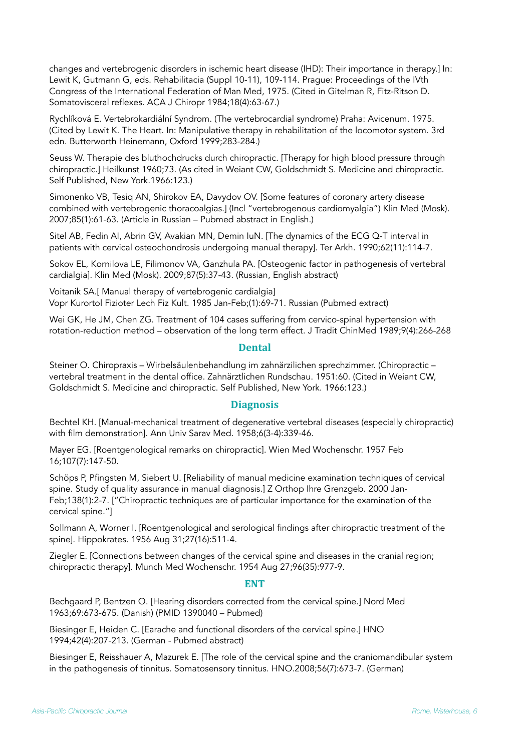changes and vertebrogenic disorders in ischemic heart disease (IHD): Their importance in therapy.] In: Lewit K, Gutmann G, eds. Rehabilitacia (Suppl 10-11), 109-114. Prague: Proceedings of the IVth Congress of the International Federation of Man Med, 1975. (Cited in Gitelman R, Fitz-Ritson D. Somatovisceral reflexes. ACA J Chiropr 1984;18(4):63-67.)

Rychlíková E. Vertebrokardiální Syndrom. (The vertebrocardial syndrome) Praha: Avicenum. 1975. (Cited by Lewit K. The Heart. In: Manipulative therapy in rehabilitation of the locomotor system. 3rd edn. Butterworth Heinemann, Oxford 1999;283-284.)

Seuss W. Therapie des bluthochdrucks durch chiropractic. [Therapy for high blood pressure through chiropractic.] Heilkunst 1960;73. (As cited in Weiant CW, Goldschmidt S. Medicine and chiropractic. Self Published, New York.1966:123.)

Simonenko VB, Tesiq AN, Shirokov EA, Davydov OV. [Some features of coronary artery disease combined with vertebrogenic thoracoalgias.] (Incl "vertebrogenous cardiomyalgia") Klin Med (Mosk). 2007;85(1):61-63. (Article in Russian – Pubmed abstract in English.)

Sitel AB, Fedin AI, Abrin GV, Avakian MN, Demin IuN. [The dynamics of the ECG Q-T interval in patients with cervical osteochondrosis undergoing manual therapy]. Ter Arkh. 1990;62(11):114-7.

Sokov EL, Kornilova LE, Filimonov VA, Ganzhula PA. [Osteogenic factor in pathogenesis of vertebral cardialgia]. Klin Med (Mosk). 2009;87(5):37-43. (Russian, English abstract)

Voitanik SA.[ Manual therapy of vertebrogenic cardialgia]
Vopr Kurortol Fizioter Lech Fiz Kult. 1985 Jan-Feb;(1):69-71. Russian (Pubmed extract)

Wei GK, He JM, Chen ZG. Treatment of 104 cases suffering from cervico-spinal hypertension with rotation-reduction method – observation of the long term effect. J Tradit ChinMed 1989;9(4):266-268

## Dental

Steiner O. Chiropraxis – Wirbelsäulenbehandlung im zahnärzilichen sprechzimmer. (Chiropractic – vertebral treatment in the dental office. Zahnärztlichen Rundschau. 1951:60. (Cited in Weiant CW, Goldschmidt S. Medicine and chiropractic. Self Published, New York. 1966:123.)

## Diagnosis

Bechtel KH. [Manual-mechanical treatment of degenerative vertebral diseases (especially chiropractic) with film demonstration]. Ann Univ Sarav Med. 1958;6(3-4):339-46.

Mayer EG. [Roentgenological remarks on chiropractic]. Wien Med Wochenschr. 1957 Feb 16;107(7):147-50.

Schöps P, Pfingsten M, Siebert U. [Reliability of manual medicine examination techniques of cervical spine. Study of quality assurance in manual diagnosis.] Z Orthop Ihre Grenzgeb. 2000 Jan-Feb;138(1):2-7. ["Chiropractic techniques are of particular importance for the examination of the cervical spine."]

Sollmann A, Worner I. [Roentgenological and serological findings after chiropractic treatment of the spine]. Hippokrates. 1956 Aug 31;27(16):511-4.

Ziegler E. [Connections between changes of the cervical spine and diseases in the cranial region; chiropractic therapy]. Munch Med Wochenschr. 1954 Aug 27;96(35):977-9.

## ENT

Bechgaard P, Bentzen O. [Hearing disorders corrected from the cervical spine.] Nord Med 1963;69:673-675. (Danish) (PMID 1390040 – Pubmed)

Biesinger E, Heiden C. [Earache and functional disorders of the cervical spine.] HNO 1994;42(4):207-213. (German - Pubmed abstract)

Biesinger E, Reisshauer A, Mazurek E. [The role of the cervical spine and the craniomandibular system in the pathogenesis of tinnitus. Somatosensory tinnitus. HNO.2008;56(7):673-7. (German)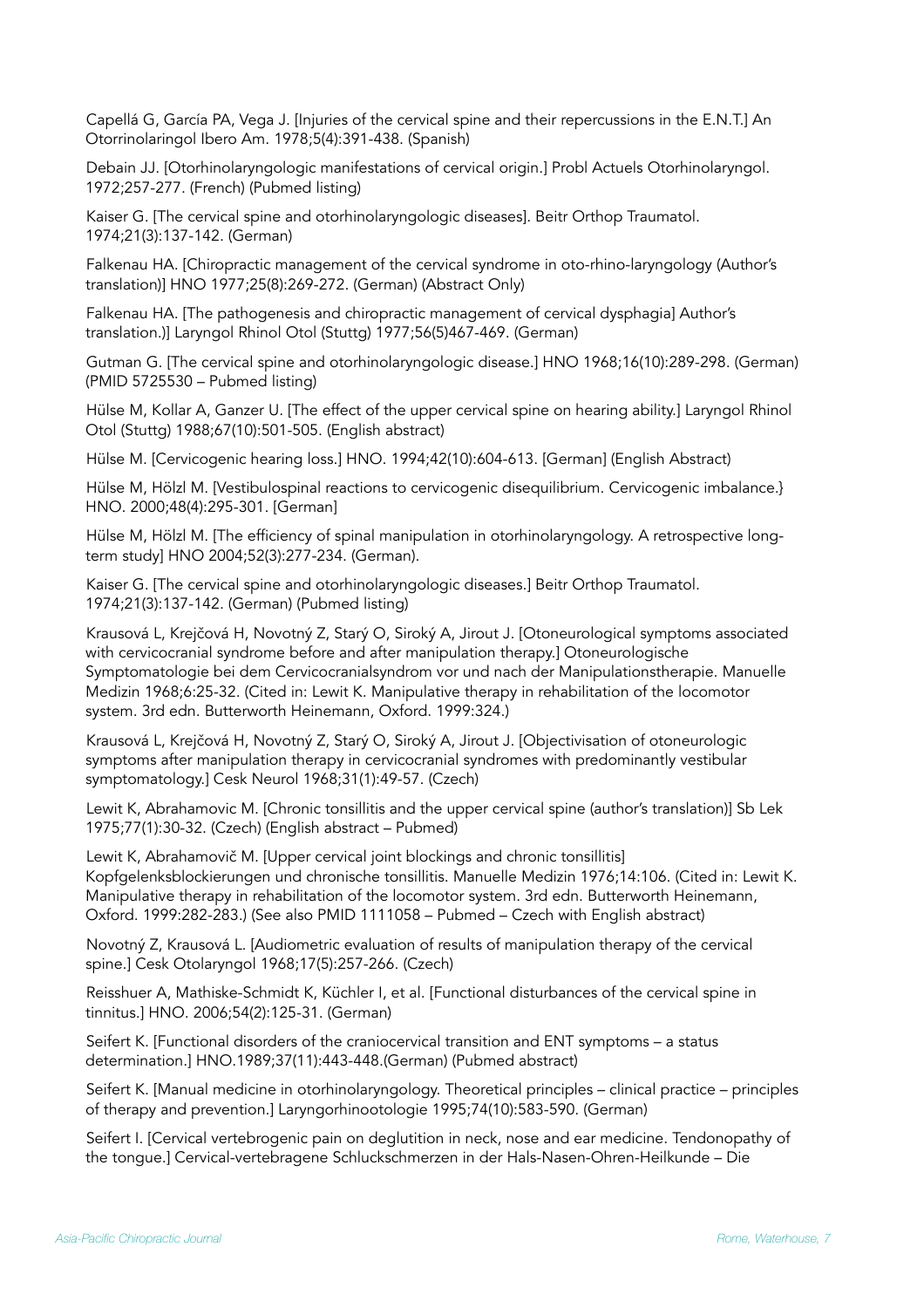Capellá G, García PA, Vega J. [Injuries of the cervical spine and their repercussions in the E.N.T.] An Otorrinolaringol Ibero Am. 1978;5(4):391-438. (Spanish)

Debain JJ. [Otorhinolaryngologic manifestations of cervical origin.] Probl Actuels Otorhinolaryngol. 1972;257-277. (French) (Pubmed listing)

Kaiser G. [The cervical spine and otorhinolaryngologic diseases]. Beitr Orthop Traumatol. 1974;21(3):137-142. (German)

Falkenau HA. [Chiropractic management of the cervical syndrome in oto-rhino-laryngology (Author's translation)] HNO 1977;25(8):269-272. (German) (Abstract Only)

Falkenau HA. [The pathogenesis and chiropractic management of cervical dysphagia] Author's translation.)] Laryngol Rhinol Otol (Stuttg) 1977;56(5)467-469. (German)

Gutman G. [The cervical spine and otorhinolaryngologic disease.] HNO 1968;16(10):289-298. (German) (PMID 5725530 – Pubmed listing)

Hülse M, Kollar A, Ganzer U. [The effect of the upper cervical spine on hearing ability.] Laryngol Rhinol Otol (Stuttg) 1988;67(10):501-505. (English abstract)

Hülse M. [Cervicogenic hearing loss.] HNO. 1994;42(10):604-613. [German] (English Abstract)

Hülse M, Hölzl M. [Vestibulospinal reactions to cervicogenic disequilibrium. Cervicogenic imbalance.} HNO. 2000;48(4):295-301. [German]

Hülse M, Hölzl M. [The efficiency of spinal manipulation in otorhinolaryngology. A retrospective long-term study] HNO 2004;52(3):277-234. (German).

Kaiser G. [The cervical spine and otorhinolaryngologic diseases.] Beitr Orthop Traumatol. 1974;21(3):137-142. (German) (Pubmed listing)

Krausová L, Krejčová H, Novotný Z, Starý O, Siroký A, Jirout J. [Otoneurological symptoms associated with cervicocranial syndrome before and after manipulation therapy.] Otoneurologische Symptomatologie bei dem Cervicocranialsyndrom vor und nach der Manipulationstherapie. Manuelle Medizin 1968;6:25-32. (Cited in: Lewit K. Manipulative therapy in rehabilitation of the locomotor system. 3rd edn. Butterworth Heinemann, Oxford. 1999:324.)

Krausová L, Krejčová H, Novotný Z, Starý O, Siroký A, Jirout J. [Objectivisation of otoneurologic symptoms after manipulation therapy in cervicocranial syndromes with predominantly vestibular symptomatology.] Cesk Neurol 1968;31(1):49-57. (Czech)

Lewit K, Abrahamovic M. [Chronic tonsillitis and the upper cervical spine (author's translation)] Sb Lek 1975;77(1):30-32. (Czech) (English abstract – Pubmed)

Lewit K, Abrahamovič M. [Upper cervical joint blockings and chronic tonsillitis] Kopfgelenksblockierungen und chronische tonsillitis. Manuelle Medizin 1976;14:106. (Cited in: Lewit K. Manipulative therapy in rehabilitation of the locomotor system. 3rd edn. Butterworth Heinemann, Oxford. 1999:282-283.) (See also PMID 1111058 – Pubmed – Czech with English abstract)

Novotný Z, Krausová L. [Audiometric evaluation of results of manipulation therapy of the cervical spine.] Cesk Otolaryngol 1968;17(5):257-266. (Czech)

Reisshuer A, Mathiske-Schmidt K, Küchler I, et al. [Functional disturbances of the cervical spine in tinnitus.] HNO. 2006;54(2):125-31. (German)

Seifert K. [Functional disorders of the craniocervical transition and ENT symptoms – a status determination.] HNO.1989;37(11):443-448.(German) (Pubmed abstract)

Seifert K. [Manual medicine in otorhinolaryngology. Theoretical principles – clinical practice – principles of therapy and prevention.] Laryngorhinootologie 1995;74(10):583-590. (German)

Seifert I. [Cervical vertebrogenic pain on deglutition in neck, nose and ear medicine. Tendonopathy of the tongue.] Cervical-vertebragene Schluckschmerzen in der Hals-Nasen-Ohren-Heilkunde – Die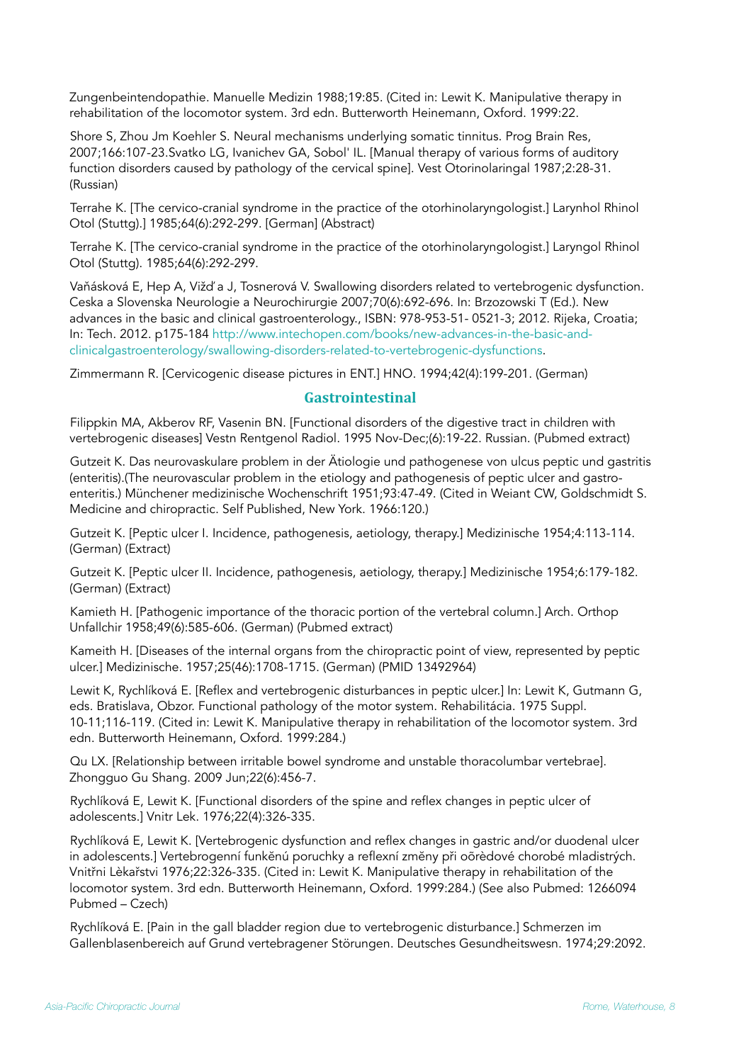Zungenbeintendopathie. Manuelle Medizin 1988;19:85. (Cited in: Lewit K. Manipulative therapy in rehabilitation of the locomotor system. 3rd edn. Butterworth Heinemann, Oxford. 1999:22.

Shore S, Zhou Jm Koehler S. Neural mechanisms underlying somatic tinnitus. Prog Brain Res, 2007;166:107-23.Svatko LG, Ivanichev GA, Sobol' IL. [Manual therapy of various forms of auditory function disorders caused by pathology of the cervical spine]. Vest Otorinolaringal 1987;2:28-31. (Russian)

Terrahe K. [The cervico-cranial syndrome in the practice of the otorhinolaryngologist.] Larynhol Rhinol Otol (Stuttg).] 1985;64(6):292-299. [German] (Abstract)

Terrahe K. [The cervico-cranial syndrome in the practice of the otorhinolaryngologist.] Laryngol Rhinol Otol (Stuttg). 1985;64(6):292-299.

Vaňásková E, Hep A, Vižďa J, Tosnerová V. Swallowing disorders related to vertebrogenic dysfunction. Ceska a Slovenska Neurologie a Neurochirurgie 2007;70(6):692-696. In: Brzozowski T (Ed.). New advances in the basic and clinical gastroenterology., ISBN: 978-953-51- 0521-3; 2012. Rijeka, Croatia; In: Tech. 2012. p175-184 http://www.intechopen.com/books/new-advances-in-the-basic-and-clinicalgastroenterology/swallowing-disorders-related-to-vertebrogenic-dysfunctions.

Zimmermann R. [Cervicogenic disease pictures in ENT.] HNO. 1994;42(4):199-201. (German)

## Gastrointestinal

Filippkin MA, Akberov RF, Vasenin BN. [Functional disorders of the digestive tract in children with vertebrogenic diseases] Vestn Rentgenol Radiol. 1995 Nov-Dec;(6):19-22. Russian. (Pubmed extract)

Gutzeit K. Das neurovaskulare problem in der Ätiologie und pathogenese von ulcus peptic und gastritis (enteritis).(The neurovascular problem in the etiology and pathogenesis of peptic ulcer and gastro-enteritis.) Münchener medizinische Wochenschrift 1951;93:47-49. (Cited in Weiant CW, Goldschmidt S. Medicine and chiropractic. Self Published, New York. 1966:120.)

Gutzeit K. [Peptic ulcer I. Incidence, pathogenesis, aetiology, therapy.] Medizinische 1954;4:113-114. (German) (Extract)

Gutzeit K. [Peptic ulcer II. Incidence, pathogenesis, aetiology, therapy.] Medizinische 1954;6:179-182. (German) (Extract)

Kamieth H. [Pathogenic importance of the thoracic portion of the vertebral column.] Arch. Orthop Unfallchir 1958;49(6):585-606. (German) (Pubmed extract)

Kameith H. [Diseases of the internal organs from the chiropractic point of view, represented by peptic ulcer.] Medizinische. 1957;25(46):1708-1715. (German) (PMID 13492964)

Lewit K, Rychlíková E. [Reflex and vertebrogenic disturbances in peptic ulcer.] In: Lewit K, Gutmann G, eds. Bratislava, Obzor. Functional pathology of the motor system. Rehabilitácia. 1975 Suppl. 10-11;116-119. (Cited in: Lewit K. Manipulative therapy in rehabilitation of the locomotor system. 3rd edn. Butterworth Heinemann, Oxford. 1999:284.)

Qu LX. [Relationship between irritable bowel syndrome and unstable thoracolumbar vertebrae]. Zhongguo Gu Shang. 2009 Jun;22(6):456-7.

Rychlíková E, Lewit K. [Functional disorders of the spine and reflex changes in peptic ulcer of adolescents.] Vnitr Lek. 1976;22(4):326-335.

Rychlíková E, Lewit K. [Vertebrogenic dysfunction and reflex changes in gastric and/or duodenal ulcer in adolescents.] Vertebrogenní funkěnú poruchky a reflexní změny při oõrèdové chorobé mladistrých. Vnitřni Lèkařstvi 1976;22:326-335. (Cited in: Lewit K. Manipulative therapy in rehabilitation of the locomotor system. 3rd edn. Butterworth Heinemann, Oxford. 1999:284.) (See also Pubmed: 1266094 Pubmed – Czech)

Rychlíková E. [Pain in the gall bladder region due to vertebrogenic disturbance.] Schmerzen im Gallenblasenbereich auf Grund vertebragener Störungen. Deutsches Gesundheitswesn. 1974;29:2092.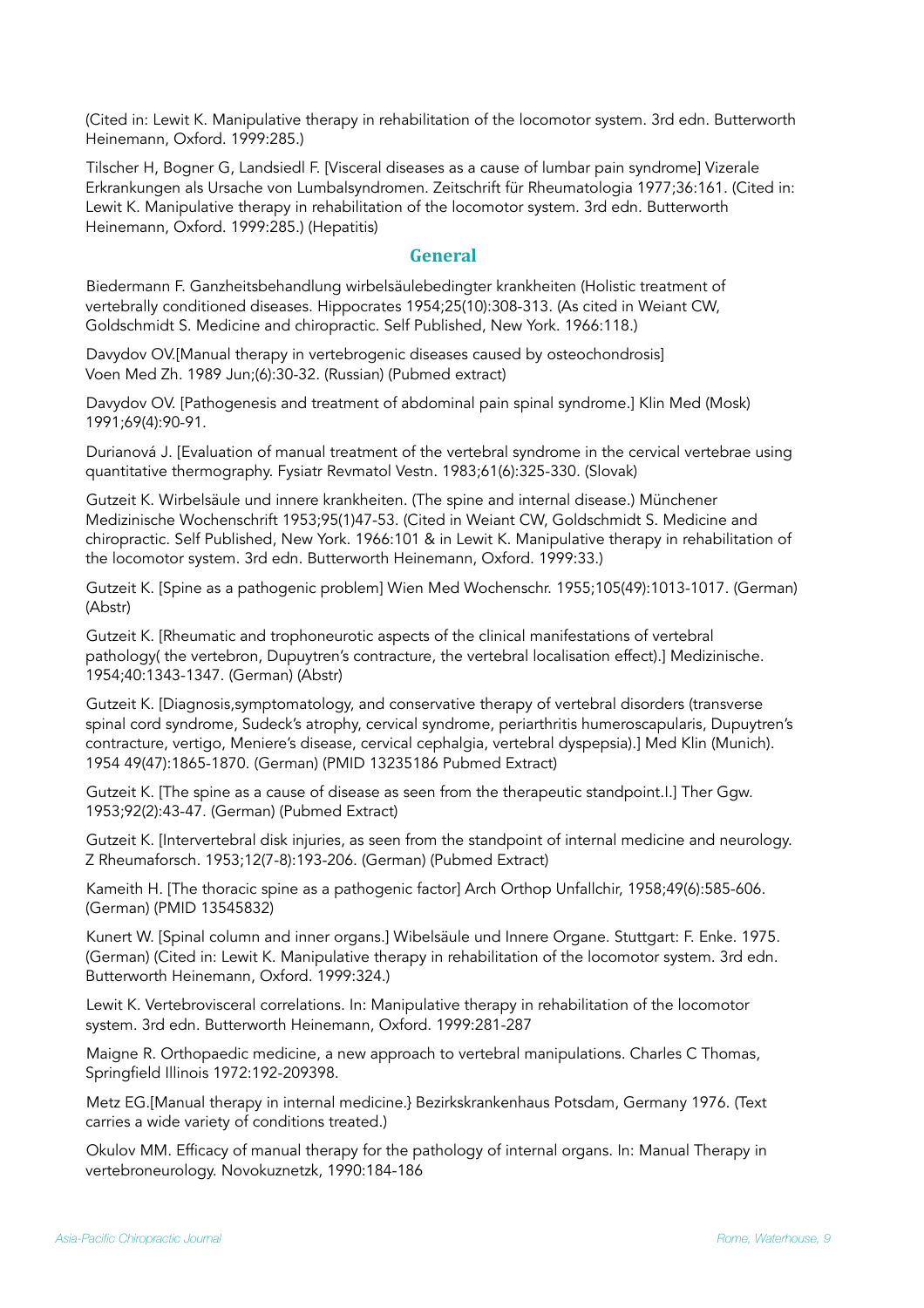(Cited in: Lewit K. Manipulative therapy in rehabilitation of the locomotor system. 3rd edn. Butterworth Heinemann, Oxford. 1999:285.)

Tilscher H, Bogner G, Landsiedl F. [Visceral diseases as a cause of lumbar pain syndrome] Vizerale Erkrankungen als Ursache von Lumbalsyndromen. Zeitschrift für Rheumatologia 1977;36:161. (Cited in: Lewit K. Manipulative therapy in rehabilitation of the locomotor system. 3rd edn. Butterworth Heinemann, Oxford. 1999:285.) (Hepatitis)

## General

Biedermann F. Ganzheitsbehandlung wirbelsäulebedingter krankheiten (Holistic treatment of vertebrally conditioned diseases. Hippocrates 1954;25(10):308-313. (As cited in Weiant CW, Goldschmidt S. Medicine and chiropractic. Self Published, New York. 1966:118.)

Davydov OV.[Manual therapy in vertebrogenic diseases caused by osteochondrosis] Voen Med Zh. 1989 Jun;(6):30-32. (Russian) (Pubmed extract)

Davydov OV. [Pathogenesis and treatment of abdominal pain spinal syndrome.] Klin Med (Mosk) 1991;69(4):90-91.

Durianová J. [Evaluation of manual treatment of the vertebral syndrome in the cervical vertebrae using quantitative thermography. Fysiatr Revmatol Vestn. 1983;61(6):325-330. (Slovak)

Gutzeit K. Wirbelsäule und innere krankheiten. (The spine and internal disease.) Münchener Medizinische Wochenschrift 1953;95(1)47-53. (Cited in Weiant CW, Goldschmidt S. Medicine and chiropractic. Self Published, New York. 1966:101 & in Lewit K. Manipulative therapy in rehabilitation of the locomotor system. 3rd edn. Butterworth Heinemann, Oxford. 1999:33.)

Gutzeit K. [Spine as a pathogenic problem] Wien Med Wochenschr. 1955;105(49):1013-1017. (German) (Abstr)

Gutzeit K. [Rheumatic and trophoneurotic aspects of the clinical manifestations of vertebral pathology( the vertebron, Dupuytren's contracture, the vertebral localisation effect).] Medizinische. 1954;40:1343-1347. (German) (Abstr)

Gutzeit K. [Diagnosis,symptomatology, and conservative therapy of vertebral disorders (transverse spinal cord syndrome, Sudeck's atrophy, cervical syndrome, periarthritis humeroscapularis, Dupuytren's contracture, vertigo, Meniere's disease, cervical cephalgia, vertebral dyspepsia).] Med Klin (Munich). 1954 49(47):1865-1870. (German) (PMID 13235186 Pubmed Extract)

Gutzeit K. [The spine as a cause of disease as seen from the therapeutic standpoint.I.] Ther Ggw. 1953;92(2):43-47. (German) (Pubmed Extract)

Gutzeit K. [Intervertebral disk injuries, as seen from the standpoint of internal medicine and neurology. Z Rheumaforsch. 1953;12(7-8):193-206. (German) (Pubmed Extract)

Kameith H. [The thoracic spine as a pathogenic factor] Arch Orthop Unfallchir, 1958;49(6):585-606. (German) (PMID 13545832)

Kunert W. [Spinal column and inner organs.] Wibelsäule und Innere Organe. Stuttgart: F. Enke. 1975. (German) (Cited in: Lewit K. Manipulative therapy in rehabilitation of the locomotor system. 3rd edn. Butterworth Heinemann, Oxford. 1999:324.)

Lewit K. Vertebrovisceral correlations. In: Manipulative therapy in rehabilitation of the locomotor system. 3rd edn. Butterworth Heinemann, Oxford. 1999:281-287

Maigne R. Orthopaedic medicine, a new approach to vertebral manipulations. Charles C Thomas, Springfield Illinois 1972:192-209398.

Metz EG.[Manual therapy in internal medicine.} Bezirkskrankenhaus Potsdam, Germany 1976. (Text carries a wide variety of conditions treated.)

Okulov MM. Efficacy of manual therapy for the pathology of internal organs. In: Manual Therapy in vertebroneurology. Novokuznetzk, 1990:184-186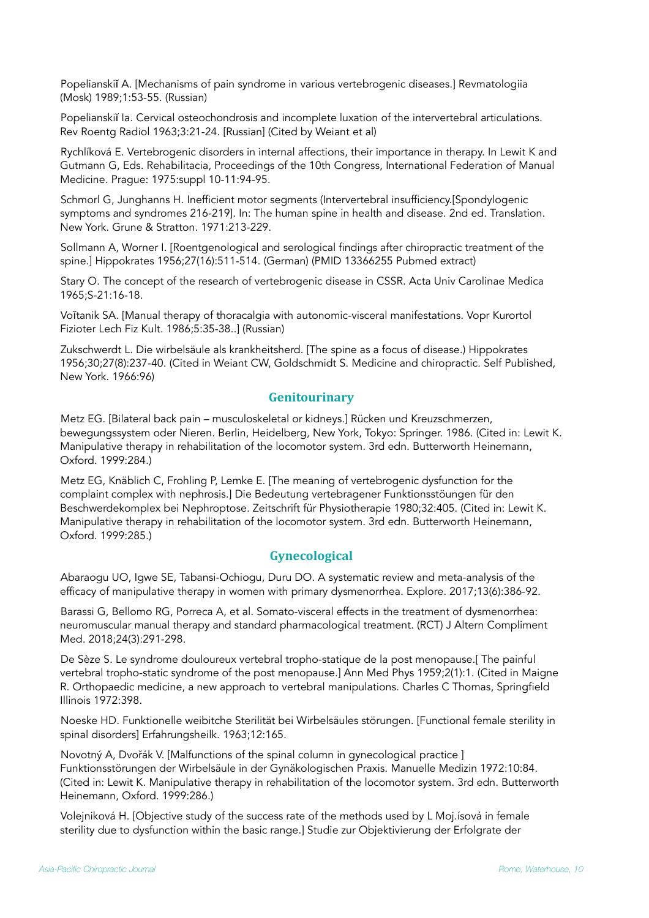Popelianskiĭ A. [Mechanisms of pain syndrome in various vertebrogenic diseases.] Revmatologiia (Mosk) 1989;1:53-55. (Russian)

Popelianskiĭ Ia. Cervical osteochondrosis and incomplete luxation of the intervertebral articulations. Rev Roentg Radiol 1963;3:21-24. [Russian] (Cited by Weiant et al)

Rychlíková E. Vertebrogenic disorders in internal affections, their importance in therapy. In Lewit K and Gutmann G, Eds. Rehabilitacia, Proceedings of the 10th Congress, International Federation of Manual Medicine. Prague: 1975:suppl 10-11:94-95.

Schmorl G, Junghanns H. Inefficient motor segments (Intervertebral insufficiency.[Spondylogenic symptoms and syndromes 216-219]. In: The human spine in health and disease. 2nd ed. Translation. New York. Grune & Stratton. 1971:213-229.

Sollmann A, Worner I. [Roentgenological and serological findings after chiropractic treatment of the spine.] Hippokrates 1956;27(16):511-514. (German) (PMID 13366255 Pubmed extract)

Stary O. The concept of the research of vertebrogenic disease in CSSR. Acta Univ Carolinae Medica 1965;S-21:16-18.

Voĭtanik SA. [Manual therapy of thoracalgia with autonomic-visceral manifestations. Vopr Kurortol Fizioter Lech Fiz Kult. 1986;5:35-38..] (Russian)

Zukschwerdt L. Die wirbelsäule als krankheitsherd. [The spine as a focus of disease.) Hippokrates 1956;30;27(8):237-40. (Cited in Weiant CW, Goldschmidt S. Medicine and chiropractic. Self Published, New York. 1966:96)

## Genitourinary

Metz EG. [Bilateral back pain – musculoskeletal or kidneys.] Rücken und Kreuzschmerzen, bewegungssystem oder Nieren. Berlin, Heidelberg, New York, Tokyo: Springer. 1986. (Cited in: Lewit K. Manipulative therapy in rehabilitation of the locomotor system. 3rd edn. Butterworth Heinemann, Oxford. 1999:284.)

Metz EG, Knäblich C, Frohling P, Lemke E. [The meaning of vertebrogenic dysfunction for the complaint complex with nephrosis.] Die Bedeutung vertebragener Funktionsstöungen für den Beschwerdekomplex bei Nephroptose. Zeitschrift für Physiotherapie 1980;32:405. (Cited in: Lewit K. Manipulative therapy in rehabilitation of the locomotor system. 3rd edn. Butterworth Heinemann, Oxford. 1999:285.)

## Gynecological

Abaraogu UO, Igwe SE, Tabansi-Ochiogu, Duru DO. A systematic review and meta-analysis of the efficacy of manipulative therapy in women with primary dysmenorrhea. Explore. 2017;13(6):386-92.

Barassi G, Bellomo RG, Porreca A, et al. Somato-visceral effects in the treatment of dysmenorrhea: neuromuscular manual therapy and standard pharmacological treatment. (RCT) J Altern Compliment Med. 2018;24(3):291-298.

De Sèze S. Le syndrome douloureux vertebral tropho-statique de la post menopause.[ The painful vertebral tropho-static syndrome of the post menopause.] Ann Med Phys 1959;2(1):1. (Cited in Maigne R. Orthopaedic medicine, a new approach to vertebral manipulations. Charles C Thomas, Springfield Illinois 1972:398.

Noeske HD. Funktionelle weibitche Sterilität bei Wirbelsäules störungen. [Functional female sterility in spinal disorders] Erfahrungsheilk. 1963;12:165.

Novotný A, Dvořák V. [Malfunctions of the spinal column in gynecological practice ] Funktionsstörungen der Wirbelsäule in der Gynäkologischen Praxis. Manuelle Medizin 1972:10:84. (Cited in: Lewit K. Manipulative therapy in rehabilitation of the locomotor system. 3rd edn. Butterworth Heinemann, Oxford. 1999:286.)

Volejniková H. [Objective study of the success rate of the methods used by L Moj.ísová in female sterility due to dysfunction within the basic range.] Studie zur Objektivierung der Erfolgrate der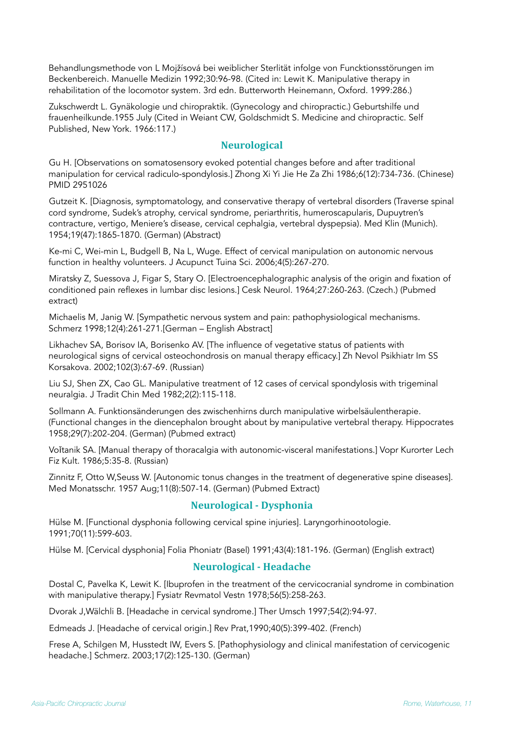Behandlungsmethode von L Mojžísová bei weiblicher Sterlität infolge von Funcktionsstörungen im Beckenbereich. Manuelle Medizin 1992;30:96-98. (Cited in: Lewit K. Manipulative therapy in rehabilitation of the locomotor system. 3rd edn. Butterworth Heinemann, Oxford. 1999:286.)

Zukschwerdt L. Gynäkologie und chiropraktik. (Gynecology and chiropractic.) Geburtshilfe und frauenheilkunde.1955 July (Cited in Weiant CW, Goldschmidt S. Medicine and chiropractic. Self Published, New York. 1966:117.)

## Neurological

Gu H. [Observations on somatosensory evoked potential changes before and after traditional manipulation for cervical radiculo-spondylosis.] Zhong Xi Yi Jie He Za Zhi 1986;6(12):734-736. (Chinese) PMID 2951026

Gutzeit K. [Diagnosis, symptomatology, and conservative therapy of vertebral disorders (Traverse spinal cord syndrome, Sudek's atrophy, cervical syndrome, periarthritis, humeroscapularis, Dupuytren's contracture, vertigo, Meniere's disease, cervical cephalgia, vertebral dyspepsia). Med Klin (Munich). 1954;19(47):1865-1870. (German) (Abstract)

Ke-mi C, Wei-min L, Budgell B, Na L, Wuge. Effect of cervical manipulation on autonomic nervous function in healthy volunteers. J Acupunct Tuina Sci. 2006;4(5):267-270.

Miratsky Z, Suessova J, Figar S, Stary O. [Electroencephalographic analysis of the origin and fixation of conditioned pain reflexes in lumbar disc lesions.] Cesk Neurol. 1964;27:260-263. (Czech.) (Pubmed extract)

Michaelis M, Janig W. [Sympathetic nervous system and pain: pathophysiological mechanisms. Schmerz 1998;12(4):261-271.[German – English Abstract]

Likhachev SA, Borisov IA, Borisenko AV. [The influence of vegetative status of patients with neurological signs of cervical osteochondrosis on manual therapy efficacy.] Zh Nevol Psikhiatr Im SS Korsakova. 2002;102(3):67-69. (Russian)

Liu SJ, Shen ZX, Cao GL. Manipulative treatment of 12 cases of cervical spondylosis with trigeminal neuralgia. J Tradit Chin Med 1982;2(2):115-118.

Sollmann A. Funktionsänderungen des zwischenhirns durch manipulative wirbelsäulentherapie. (Functional changes in the diencephalon brought about by manipulative vertebral therapy. Hippocrates 1958;29(7):202-204. (German) (Pubmed extract)

Voĭtanik SA. [Manual therapy of thoracalgia with autonomic-visceral manifestations.] Vopr Kurorter Lech Fiz Kult. 1986;5:35-8. (Russian)

Zinnitz F, Otto W,Seuss W. [Autonomic tonus changes in the treatment of degenerative spine diseases]. Med Monatsschr. 1957 Aug;11(8):507-14. (German) (Pubmed Extract)

## Neurological - Dysphonia

Hülse M. [Functional dysphonia following cervical spine injuries]. Laryngorhinootologie. 1991;70(11):599-603.

Hülse M. [Cervical dysphonia] Folia Phoniatr (Basel) 1991;43(4):181-196. (German) (English extract)

## Neurological - Headache

Dostal C, Pavelka K, Lewit K. [Ibuprofen in the treatment of the cervicocranial syndrome in combination with manipulative therapy.] Fysiatr Revmatol Vestn 1978;56(5):258-263.

Dvorak J,Wälchli B. [Headache in cervical syndrome.] Ther Umsch 1997;54(2):94-97.

Edmeads J. [Headache of cervical origin.] Rev Prat,1990;40(5):399-402. (French)

Frese A, Schilgen M, Husstedt IW, Evers S. [Pathophysiology and clinical manifestation of cervicogenic headache.] Schmerz. 2003;17(2):125-130. (German)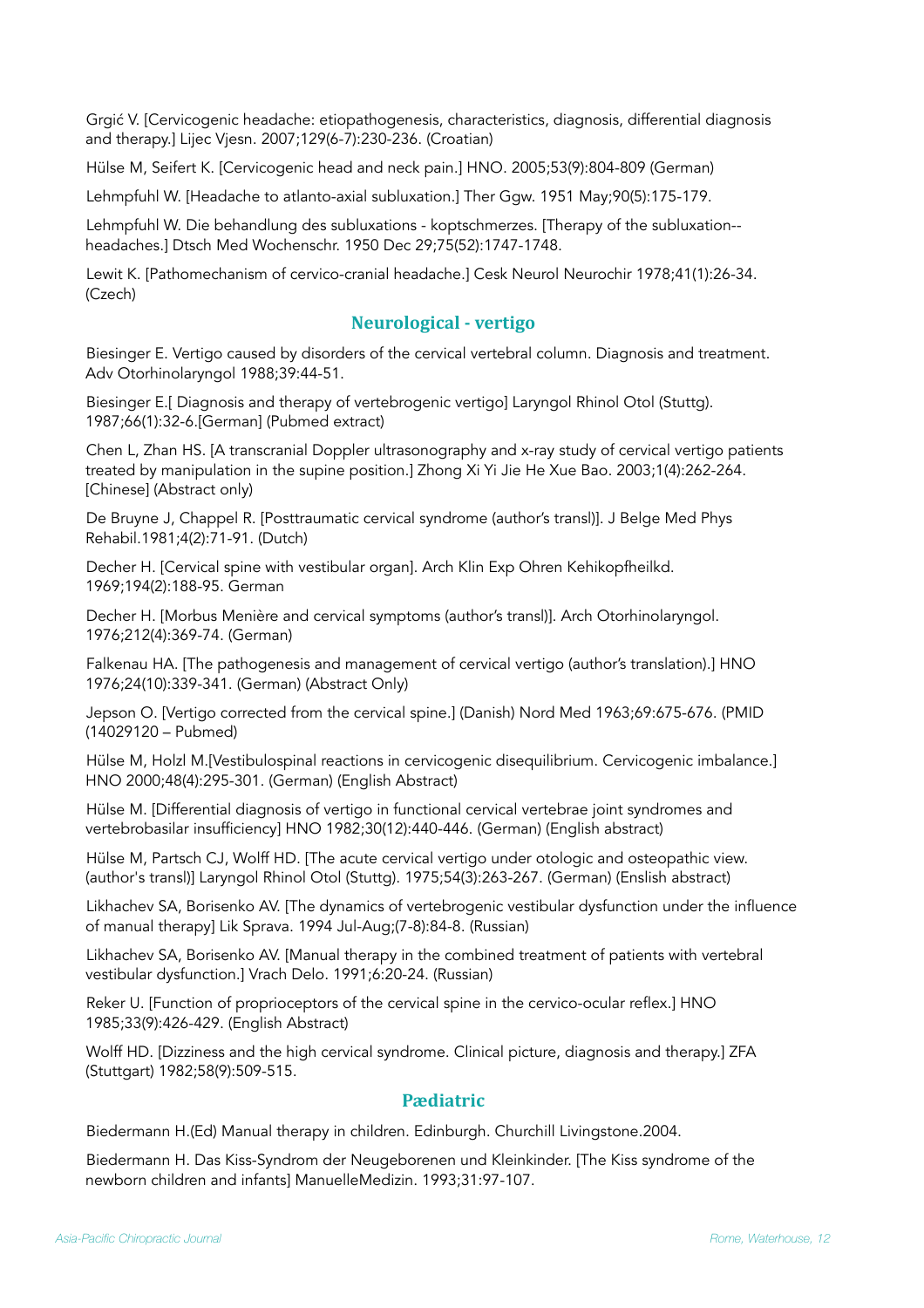Grgić V. [Cervicogenic headache: etiopathogenesis, characteristics, diagnosis, differential diagnosis and therapy.] Lijec Vjesn. 2007;129(6-7):230-236. (Croatian)

Hülse M, Seifert K. [Cervicogenic head and neck pain.] HNO. 2005;53(9):804-809 (German)

Lehmpfuhl W. [Headache to atlanto-axial subluxation.] Ther Ggw. 1951 May;90(5):175-179.

Lehmpfuhl W. Die behandlung des subluxations - koptschmerzes. [Therapy of the subluxation--headaches.] Dtsch Med Wochenschr. 1950 Dec 29;75(52):1747-1748.

Lewit K. [Pathomechanism of cervico-cranial headache.] Cesk Neurol Neurochir 1978;41(1):26-34. (Czech)

## Neurological - vertigo

Biesinger E. Vertigo caused by disorders of the cervical vertebral column. Diagnosis and treatment. Adv Otorhinolaryngol 1988;39:44-51.

Biesinger E.[ Diagnosis and therapy of vertebrogenic vertigo] Laryngol Rhinol Otol (Stuttg). 1987;66(1):32-6.[German] (Pubmed extract)

Chen L, Zhan HS. [A transcranial Doppler ultrasonography and x-ray study of cervical vertigo patients treated by manipulation in the supine position.] Zhong Xi Yi Jie He Xue Bao. 2003;1(4):262-264. [Chinese] (Abstract only)

De Bruyne J, Chappel R. [Posttraumatic cervical syndrome (author's transl)]. J Belge Med Phys Rehabil.1981;4(2):71-91. (Dutch)

Decher H. [Cervical spine with vestibular organ]. Arch Klin Exp Ohren Kehikopfheilkd. 1969;194(2):188-95. German

Decher H. [Morbus Menière and cervical symptoms (author's transl)]. Arch Otorhinolaryngol. 1976;212(4):369-74. (German)

Falkenau HA. [The pathogenesis and management of cervical vertigo (author's translation).] HNO 1976;24(10):339-341. (German) (Abstract Only)

Jepson O. [Vertigo corrected from the cervical spine.] (Danish) Nord Med 1963;69:675-676. (PMID (14029120 – Pubmed)

Hülse M, Holzl M.[Vestibulospinal reactions in cervicogenic disequilibrium. Cervicogenic imbalance.] HNO 2000;48(4):295-301. (German) (English Abstract)

Hülse M. [Differential diagnosis of vertigo in functional cervical vertebrae joint syndromes and vertebrobasilar insufficiency] HNO 1982;30(12):440-446. (German) (English abstract)

Hülse M, Partsch CJ, Wolff HD. [The acute cervical vertigo under otologic and osteopathic view. (author's transl)] Laryngol Rhinol Otol (Stuttg). 1975;54(3):263-267. (German) (Enslish abstract)

Likhachev SA, Borisenko AV. [The dynamics of vertebrogenic vestibular dysfunction under the influence of manual therapy] Lik Sprava. 1994 Jul-Aug;(7-8):84-8. (Russian)

Likhachev SA, Borisenko AV. [Manual therapy in the combined treatment of patients with vertebral vestibular dysfunction.] Vrach Delo. 1991;6:20-24. (Russian)

Reker U. [Function of proprioceptors of the cervical spine in the cervico-ocular reflex.] HNO 1985;33(9):426-429. (English Abstract)

Wolff HD. [Dizziness and the high cervical syndrome. Clinical picture, diagnosis and therapy.] ZFA (Stuttgart) 1982;58(9):509-515.

## Pædiatric

Biedermann H.(Ed) Manual therapy in children. Edinburgh. Churchill Livingstone.2004.

Biedermann H. Das Kiss-Syndrom der Neugeborenen und Kleinkinder. [The Kiss syndrome of the newborn children and infants] ManuelleMedizin. 1993;31:97-107.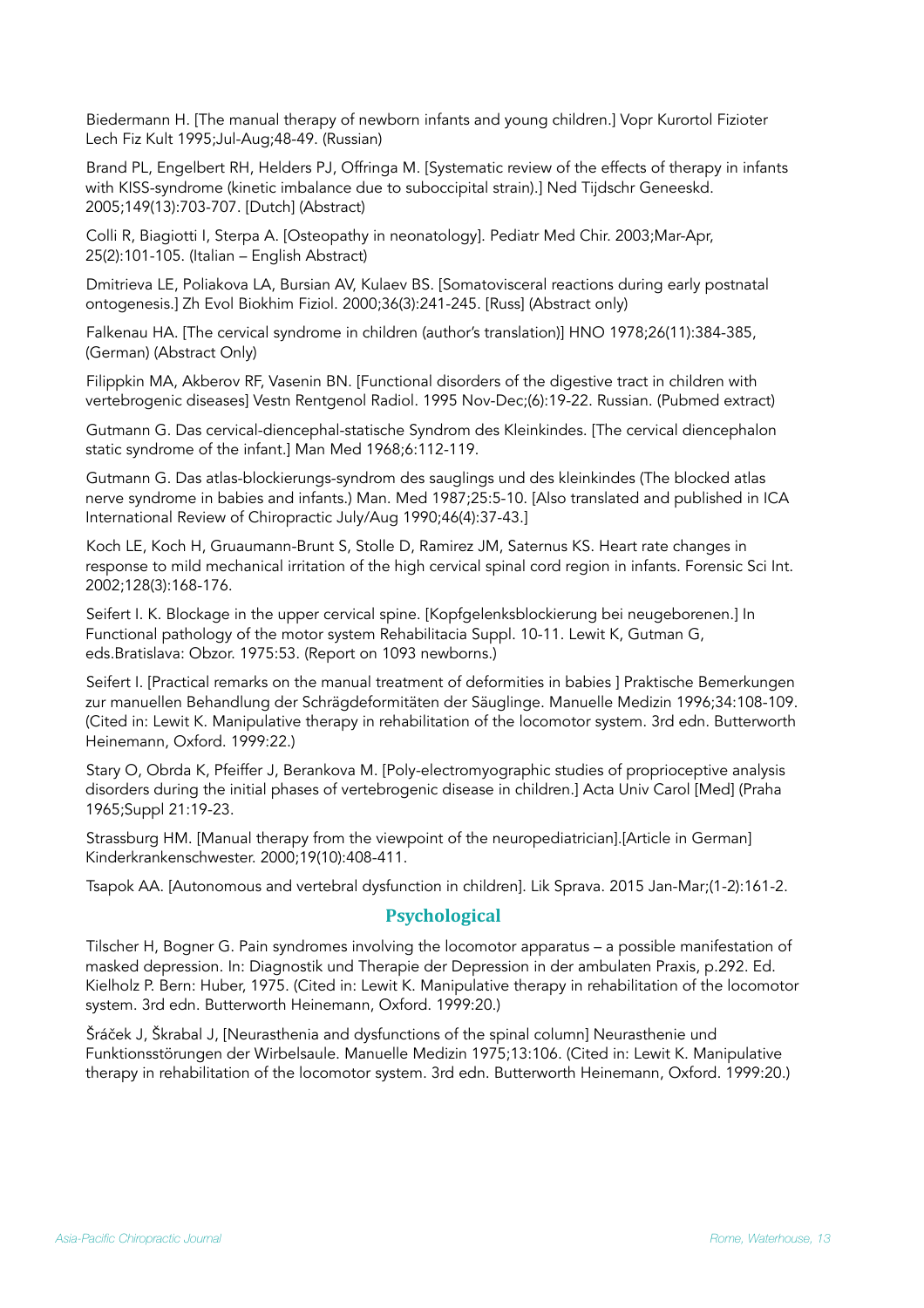Biedermann H. [The manual therapy of newborn infants and young children.] Vopr Kurortol Fizioter Lech Fiz Kult 1995;Jul-Aug;48-49. (Russian)

Brand PL, Engelbert RH, Helders PJ, Offringa M. [Systematic review of the effects of therapy in infants with KISS-syndrome (kinetic imbalance due to suboccipital strain).] Ned Tijdschr Geneeskd. 2005;149(13):703-707. [Dutch] (Abstract)

Colli R, Biagiotti I, Sterpa A. [Osteopathy in neonatology]. Pediatr Med Chir. 2003;Mar-Apr, 25(2):101-105. (Italian – English Abstract)

Dmitrieva LE, Poliakova LA, Bursian AV, Kulaev BS. [Somatovisceral reactions during early postnatal ontogenesis.] Zh Evol Biokhim Fiziol. 2000;36(3):241-245. [Russ] (Abstract only)

Falkenau HA. [The cervical syndrome in children (author's translation)] HNO 1978;26(11):384-385, (German) (Abstract Only)

Filippkin MA, Akberov RF, Vasenin BN. [Functional disorders of the digestive tract in children with vertebrogenic diseases] Vestn Rentgenol Radiol. 1995 Nov-Dec;(6):19-22. Russian. (Pubmed extract)

Gutmann G. Das cervical-diencephal-statische Syndrom des Kleinkindes. [The cervical diencephalon static syndrome of the infant.] Man Med 1968;6:112-119.

Gutmann G. Das atlas-blockierungs-syndrom des sauglings und des kleinkindes (The blocked atlas nerve syndrome in babies and infants.) Man. Med 1987;25:5-10. [Also translated and published in ICA International Review of Chiropractic July/Aug 1990;46(4):37-43.]

Koch LE, Koch H, Gruaumann-Brunt S, Stolle D, Ramirez JM, Saternus KS. Heart rate changes in response to mild mechanical irritation of the high cervical spinal cord region in infants. Forensic Sci Int. 2002;128(3):168-176.

Seifert I. K. Blockage in the upper cervical spine. [Kopfgelenksblockierung bei neugeborenen.] In Functional pathology of the motor system Rehabilitacia Suppl. 10-11. Lewit K, Gutman G, eds.Bratislava: Obzor. 1975:53. (Report on 1093 newborns.)

Seifert I. [Practical remarks on the manual treatment of deformities in babies ] Praktische Bemerkungen zur manuellen Behandlung der Schrägdeformitäten der Säuglinge. Manuelle Medizin 1996;34:108-109. (Cited in: Lewit K. Manipulative therapy in rehabilitation of the locomotor system. 3rd edn. Butterworth Heinemann, Oxford. 1999:22.)

Stary O, Obrda K, Pfeiffer J, Berankova M. [Poly-electromyographic studies of proprioceptive analysis disorders during the initial phases of vertebrogenic disease in children.] Acta Univ Carol [Med] (Praha 1965;Suppl 21:19-23.

Strassburg HM. [Manual therapy from the viewpoint of the neuropediatrician].[Article in German] Kinderkrankenschwester. 2000;19(10):408-411.

Tsapok AA. [Autonomous and vertebral dysfunction in children]. Lik Sprava. 2015 Jan-Mar;(1-2):161-2.

## Psychological

Tilscher H, Bogner G. Pain syndromes involving the locomotor apparatus – a possible manifestation of masked depression. In: Diagnostik und Therapie der Depression in der ambulaten Praxis, p.292. Ed. Kielholz P. Bern: Huber, 1975. (Cited in: Lewit K. Manipulative therapy in rehabilitation of the locomotor system. 3rd edn. Butterworth Heinemann, Oxford. 1999:20.)

Šráček J, Škrabal J, [Neurasthenia and dysfunctions of the spinal column] Neurasthenie und Funktionsstörungen der Wirbelsaule. Manuelle Medizin 1975;13:106. (Cited in: Lewit K. Manipulative therapy in rehabilitation of the locomotor system. 3rd edn. Butterworth Heinemann, Oxford. 1999:20.)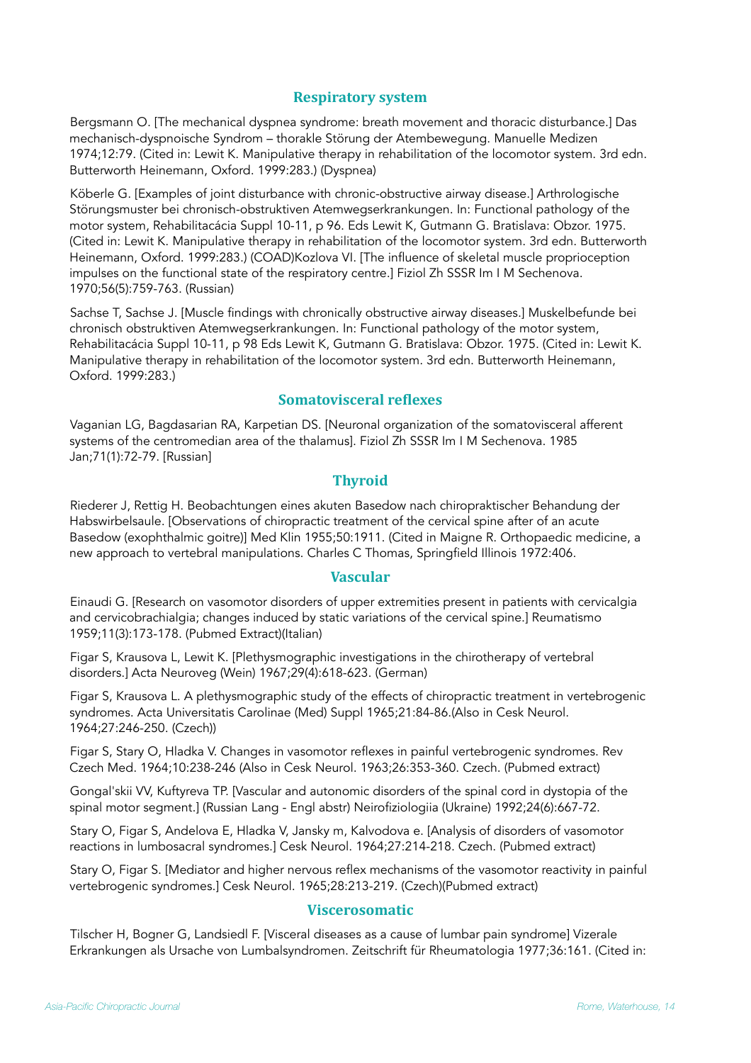## Respiratory system

Bergsmann O. [The mechanical dyspnea syndrome: breath movement and thoracic disturbance.] Das mechanisch-dyspnoische Syndrom – thorakle Störung der Atembewegung. Manuelle Medizen 1974;12:79. (Cited in: Lewit K. Manipulative therapy in rehabilitation of the locomotor system. 3rd edn. Butterworth Heinemann, Oxford. 1999:283.) (Dyspnea)

Köberle G. [Examples of joint disturbance with chronic-obstructive airway disease.] Arthrologische Störungsmuster bei chronisch-obstruktiven Atemwegserkrankungen. In: Functional pathology of the motor system, Rehabilitacácia Suppl 10-11, p 96. Eds Lewit K, Gutmann G. Bratislava: Obzor. 1975. (Cited in: Lewit K. Manipulative therapy in rehabilitation of the locomotor system. 3rd edn. Butterworth Heinemann, Oxford. 1999:283.) (COAD)Kozlova VI. [The influence of skeletal muscle proprioception impulses on the functional state of the respiratory centre.] Fiziol Zh SSSR Im I M Sechenova. 1970;56(5):759-763. (Russian)

Sachse T, Sachse J. [Muscle findings with chronically obstructive airway diseases.] Muskelbefunde bei chronisch obstruktiven Atemwegserkrankungen. In: Functional pathology of the motor system, Rehabilitacácia Suppl 10-11, p 98 Eds Lewit K, Gutmann G. Bratislava: Obzor. 1975. (Cited in: Lewit K. Manipulative therapy in rehabilitation of the locomotor system. 3rd edn. Butterworth Heinemann, Oxford. 1999:283.)

## Somatovisceral reflexes

Vaganian LG, Bagdasarian RA, Karpetian DS. [Neuronal organization of the somatovisceral afferent systems of the centromedian area of the thalamus]. Fiziol Zh SSSR Im I M Sechenova. 1985 Jan;71(1):72-79. [Russian]

## Thyroid

Riederer J, Rettig H. Beobachtungen eines akuten Basedow nach chiropraktischer Behandung der Habswirbelsaule. [Observations of chiropractic treatment of the cervical spine after of an acute Basedow (exophthalmic goitre)] Med Klin 1955;50:1911. (Cited in Maigne R. Orthopaedic medicine, a new approach to vertebral manipulations. Charles C Thomas, Springfield Illinois 1972:406.

## Vascular

Einaudi G. [Research on vasomotor disorders of upper extremities present in patients with cervicalgia and cervicobrachialgia; changes induced by static variations of the cervical spine.] Reumatismo 1959;11(3):173-178. (Pubmed Extract)(Italian)

Figar S, Krausova L, Lewit K. [Plethysmographic investigations in the chirotherapy of vertebral disorders.] Acta Neuroveg (Wein) 1967;29(4):618-623. (German)

Figar S, Krausova L. A plethysmographic study of the effects of chiropractic treatment in vertebrogenic syndromes. Acta Universitatis Carolinae (Med) Suppl 1965;21:84-86.(Also in Cesk Neurol. 1964;27:246-250. (Czech))

Figar S, Stary O, Hladka V. Changes in vasomotor reflexes in painful vertebrogenic syndromes. Rev Czech Med. 1964;10:238-246 (Also in Cesk Neurol. 1963;26:353-360. Czech. (Pubmed extract)

Gongal'skii VV, Kuftyreva TP. [Vascular and autonomic disorders of the spinal cord in dystopia of the spinal motor segment.] (Russian Lang - Engl abstr) Neirofiziologiia (Ukraine) 1992;24(6):667-72.

Stary O, Figar S, Andelova E, Hladka V, Jansky m, Kalvodova e. [Analysis of disorders of vasomotor reactions in lumbosacral syndromes.] Cesk Neurol. 1964;27:214-218. Czech. (Pubmed extract)

Stary O, Figar S. [Mediator and higher nervous reflex mechanisms of the vasomotor reactivity in painful vertebrogenic syndromes.] Cesk Neurol. 1965;28:213-219. (Czech)(Pubmed extract)

## Viscerosomatic

Tilscher H, Bogner G, Landsiedl F. [Visceral diseases as a cause of lumbar pain syndrome] Vizerale Erkrankungen als Ursache von Lumbalsyndromen. Zeitschrift für Rheumatologia 1977;36:161. (Cited in: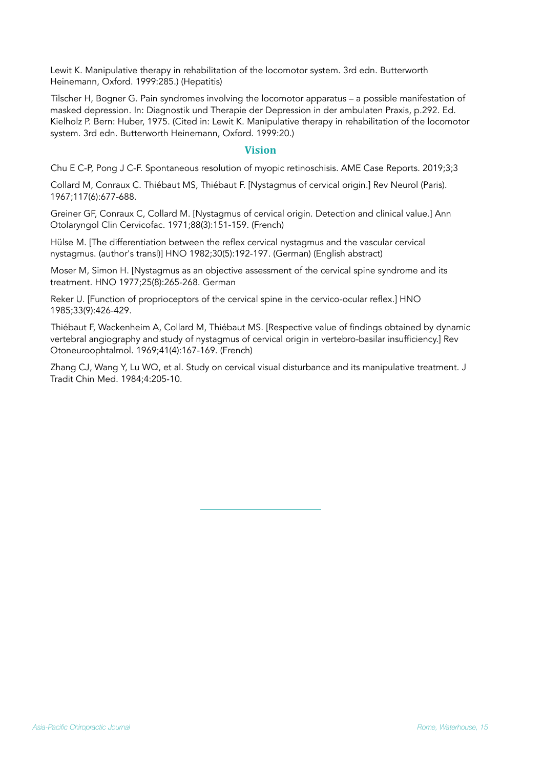Lewit K. Manipulative therapy in rehabilitation of the locomotor system. 3rd edn. Butterworth Heinemann, Oxford. 1999:285.) (Hepatitis)

Tilscher H, Bogner G. Pain syndromes involving the locomotor apparatus – a possible manifestation of masked depression. In: Diagnostik und Therapie der Depression in der ambulaten Praxis, p.292. Ed. Kielholz P. Bern: Huber, 1975. (Cited in: Lewit K. Manipulative therapy in rehabilitation of the locomotor system. 3rd edn. Butterworth Heinemann, Oxford. 1999:20.)

## Vision

Chu E C-P, Pong J C-F. Spontaneous resolution of myopic retinoschisis. AME Case Reports. 2019;3;3

Collard M, Conraux C. Thiébaut MS, Thiébaut F. [Nystagmus of cervical origin.] Rev Neurol (Paris). 1967;117(6):677-688.

Greiner GF, Conraux C, Collard M. [Nystagmus of cervical origin. Detection and clinical value.] Ann Otolaryngol Clin Cervicofac. 1971;88(3):151-159. (French)

Hülse M. [The differentiation between the reflex cervical nystagmus and the vascular cervical nystagmus. (author's transl)] HNO 1982;30(5):192-197. (German) (English abstract)

Moser M, Simon H. [Nystagmus as an objective assessment of the cervical spine syndrome and its treatment. HNO 1977;25(8):265-268. German

Reker U. [Function of proprioceptors of the cervical spine in the cervico-ocular reflex.] HNO 1985;33(9):426-429.

Thiébaut F, Wackenheim A, Collard M, Thiébaut MS. [Respective value of findings obtained by dynamic vertebral angiography and study of nystagmus of cervical origin in vertebro-basilar insufficiency.] Rev Otoneuroophtalmol. 1969;41(4):167-169. (French)

Zhang CJ, Wang Y, Lu WQ, et al. Study on cervical visual disturbance and its manipulative treatment. J Tradit Chin Med. 1984;4:205-10.

---